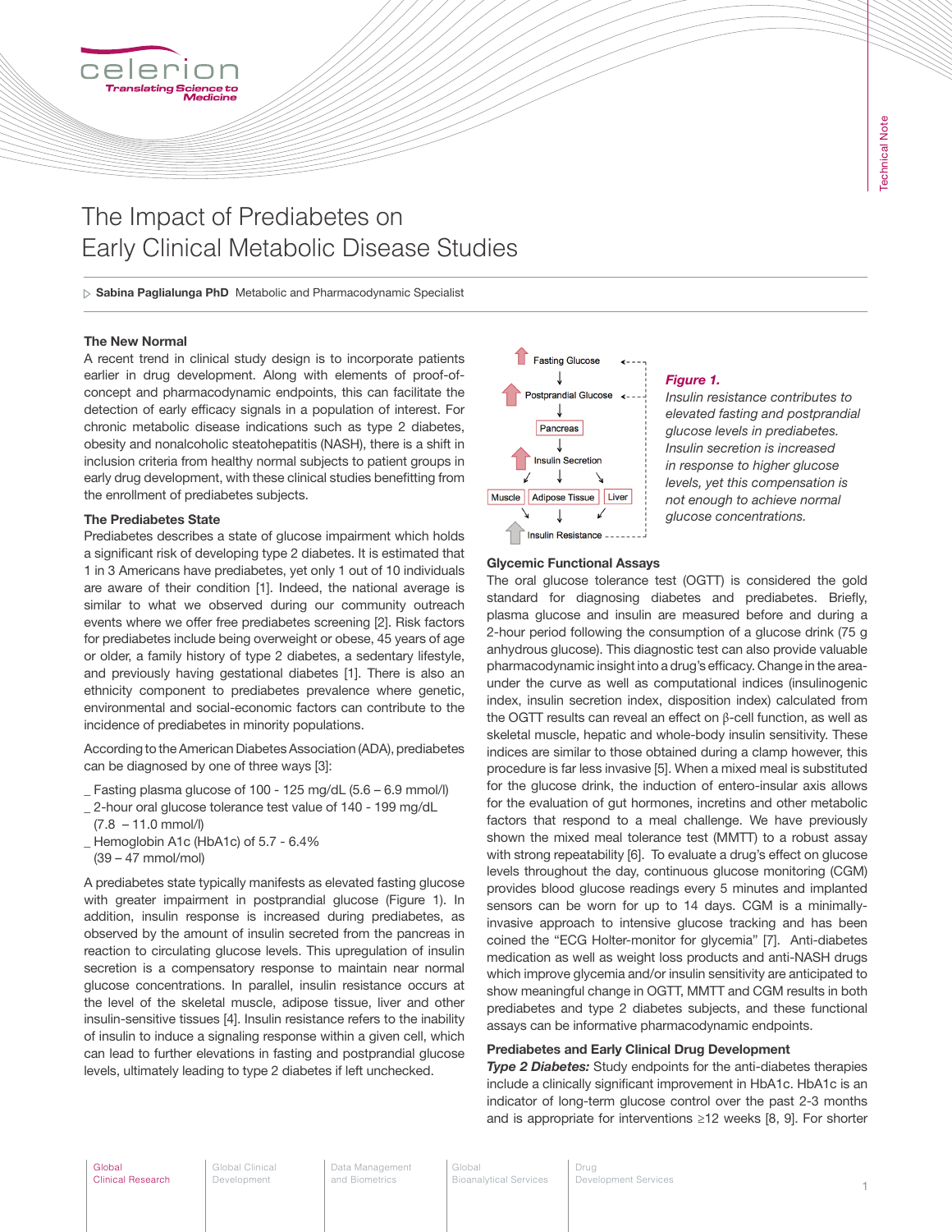# The Impact of Prediabetes on Early Clinical Metabolic Disease Studies

▷ **Sabina Paglialunga PhD** Metabolic and Pharmacodynamic Specialist

### The New Normal

A recent trend in clinical study design is to incorporate patients earlier in drug development. Along with elements of proof-of-concept and pharmacodynamic endpoints, this can facilitate the detection of early efficacy signals in a population of interest. For chronic metabolic disease indications such as type 2 diabetes, obesity and nonalcoholic steatohepatitis (NASH), there is a shift in inclusion criteria from healthy normal subjects to patient groups in early drug development, with these clinical studies benefitting from the enrollment of prediabetes subjects.

### The Prediabetes State

Prediabetes describes a state of glucose impairment which holds a significant risk of developing type 2 diabetes. It is estimated that 1 in 3 Americans have prediabetes, yet only 1 out of 10 individuals are aware of their condition [1]. Indeed, the national average is similar to what we observed during our community outreach events where we offer free prediabetes screening [2]. Risk factors for prediabetes include being overweight or obese, 45 years of age or older, a family history of type 2 diabetes, a sedentary lifestyle, and previously having gestational diabetes [1]. There is also an ethnicity component to prediabetes prevalence where genetic, environmental and social-economic factors can contribute to the incidence of prediabetes in minority populations.

According to the American Diabetes Association (ADA), prediabetes can be diagnosed by one of three ways [3]:

- Fasting plasma glucose of 100 - 125 mg/dL (5.6 – 6.9 mmol/l)
- 2-hour oral glucose tolerance test value of 140 - 199 mg/dL (7.8 – 11.0 mmol/l)
- Hemoglobin A1c (HbA1c) of 5.7 - 6.4% (39 – 47 mmol/mol)

A prediabetes state typically manifests as elevated fasting glucose with greater impairment in postprandial glucose (Figure 1). In addition, insulin response is increased during prediabetes, as observed by the amount of insulin secreted from the pancreas in reaction to circulating glucose levels. This upregulation of insulin secretion is a compensatory response to maintain near normal glucose concentrations. In parallel, insulin resistance occurs at the level of the skeletal muscle, adipose tissue, liver and other insulin-sensitive tissues [4]. Insulin resistance refers to the inability of insulin to induce a signaling response within a given cell, which can lead to further elevations in fasting and postprandial glucose levels, ultimately leading to type 2 diabetes if left unchecked.

Fasting Glucose → Postprandial Glucose → Pancreas → Insulin Secretion → Muscle / Adipose Tissue / Liver → Insulin Resistance

***Figure 1.*** *Insulin resistance contributes to elevated fasting and postprandial glucose levels in prediabetes. Insulin secretion is increased in response to higher glucose levels, yet this compensation is not enough to achieve normal glucose concentrations.*

### Glycemic Functional Assays

The oral glucose tolerance test (OGTT) is considered the gold standard for diagnosing diabetes and prediabetes. Briefly, plasma glucose and insulin are measured before and during a 2-hour period following the consumption of a glucose drink (75 g anhydrous glucose). This diagnostic test can also provide valuable pharmacodynamic insight into a drug's efficacy. Change in the area-under the curve as well as computational indices (insulinogenic index, insulin secretion index, disposition index) calculated from the OGTT results can reveal an effect on β-cell function, as well as skeletal muscle, hepatic and whole-body insulin sensitivity. These indices are similar to those obtained during a clamp however, this procedure is far less invasive [5]. When a mixed meal is substituted for the glucose drink, the induction of entero-insular axis allows for the evaluation of gut hormones, incretins and other metabolic factors that respond to a meal challenge. We have previously shown the mixed meal tolerance test (MMTT) to a robust assay with strong repeatability [6]. To evaluate a drug's effect on glucose levels throughout the day, continuous glucose monitoring (CGM) provides blood glucose readings every 5 minutes and implanted sensors can be worn for up to 14 days. CGM is a minimally-invasive approach to intensive glucose tracking and has been coined the "ECG Holter-monitor for glycemia" [7]. Anti-diabetes medication as well as weight loss products and anti-NASH drugs which improve glycemia and/or insulin sensitivity are anticipated to show meaningful change in OGTT, MMTT and CGM results in both prediabetes and type 2 diabetes subjects, and these functional assays can be informative pharmacodynamic endpoints.

### Prediabetes and Early Clinical Drug Development

***Type 2 Diabetes:*** Study endpoints for the anti-diabetes therapies include a clinically significant improvement in HbA1c. HbA1c is an indicator of long-term glucose control over the past 2-3 months and is appropriate for interventions ≥12 weeks [8, 9]. For shorter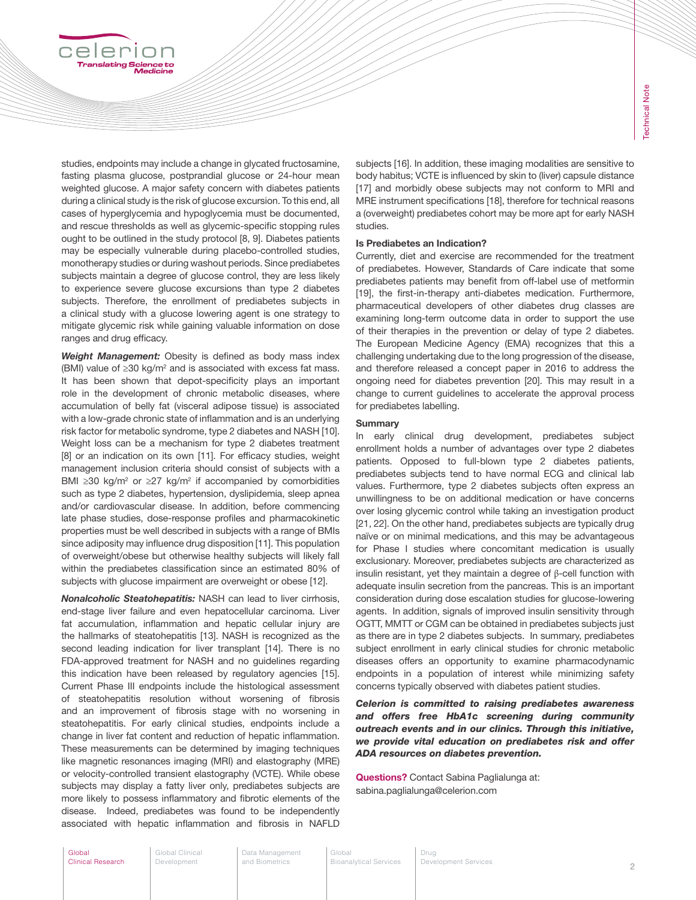studies, endpoints may include a change in glycated fructosamine, fasting plasma glucose, postprandial glucose or 24-hour mean weighted glucose. A major safety concern with diabetes patients during a clinical study is the risk of glucose excursion. To this end, all cases of hyperglycemia and hypoglycemia must be documented, and rescue thresholds as well as glycemic-specific stopping rules ought to be outlined in the study protocol [8, 9]. Diabetes patients may be especially vulnerable during placebo-controlled studies, monotherapy studies or during washout periods. Since prediabetes subjects maintain a degree of glucose control, they are less likely to experience severe glucose excursions than type 2 diabetes subjects. Therefore, the enrollment of prediabetes subjects in a clinical study with a glucose lowering agent is one strategy to mitigate glycemic risk while gaining valuable information on dose ranges and drug efficacy.

***Weight Management:*** Obesity is defined as body mass index (BMI) value of ≥30 kg/m$^2$ and is associated with excess fat mass. It has been shown that depot-specificity plays an important role in the development of chronic metabolic diseases, where accumulation of belly fat (visceral adipose tissue) is associated with a low-grade chronic state of inflammation and is an underlying risk factor for metabolic syndrome, type 2 diabetes and NASH [10]. Weight loss can be a mechanism for type 2 diabetes treatment [8] or an indication on its own [11]. For efficacy studies, weight management inclusion criteria should consist of subjects with a BMI ≥30 kg/m$^2$ or ≥27 kg/m$^2$ if accompanied by comorbidities such as type 2 diabetes, hypertension, dyslipidemia, sleep apnea and/or cardiovascular disease. In addition, before commencing late phase studies, dose-response profiles and pharmacokinetic properties must be well described in subjects with a range of BMIs since adiposity may influence drug disposition [11]. This population of overweight/obese but otherwise healthy subjects will likely fall within the prediabetes classification since an estimated 80% of subjects with glucose impairment are overweight or obese [12].

***Nonalcoholic Steatohepatitis:*** NASH can lead to liver cirrhosis, end-stage liver failure and even hepatocellular carcinoma. Liver fat accumulation, inflammation and hepatic cellular injury are the hallmarks of steatohepatitis [13]. NASH is recognized as the second leading indication for liver transplant [14]. There is no FDA-approved treatment for NASH and no guidelines regarding this indication have been released by regulatory agencies [15]. Current Phase III endpoints include the histological assessment of steatohepatitis resolution without worsening of fibrosis and an improvement of fibrosis stage with no worsening in steatohepatitis. For early clinical studies, endpoints include a change in liver fat content and reduction of hepatic inflammation. These measurements can be determined by imaging techniques like magnetic resonances imaging (MRI) and elastography (MRE) or velocity-controlled transient elastography (VCTE). While obese subjects may display a fatty liver only, prediabetes subjects are more likely to possess inflammatory and fibrotic elements of the disease. Indeed, prediabetes was found to be independently associated with hepatic inflammation and fibrosis in NAFLD subjects [16]. In addition, these imaging modalities are sensitive to body habitus; VCTE is influenced by skin to (liver) capsule distance [17] and morbidly obese subjects may not conform to MRI and MRE instrument specifications [18], therefore for technical reasons a (overweight) prediabetes cohort may be more apt for early NASH studies.

**Is Prediabetes an Indication?**

Currently, diet and exercise are recommended for the treatment of prediabetes. However, Standards of Care indicate that some prediabetes patients may benefit from off-label use of metformin [19], the first-in-therapy anti-diabetes medication. Furthermore, pharmaceutical developers of other diabetes drug classes are examining long-term outcome data in order to support the use of their therapies in the prevention or delay of type 2 diabetes. The European Medicine Agency (EMA) recognizes that this a challenging undertaking due to the long progression of the disease, and therefore released a concept paper in 2016 to address the ongoing need for diabetes prevention [20]. This may result in a change to current guidelines to accelerate the approval process for prediabetes labelling.

**Summary**

In early clinical drug development, prediabetes subject enrollment holds a number of advantages over type 2 diabetes patients. Opposed to full-blown type 2 diabetes patients, prediabetes subjects tend to have normal ECG and clinical lab values. Furthermore, type 2 diabetes subjects often express an unwillingness to be on additional medication or have concerns over losing glycemic control while taking an investigation product [21, 22]. On the other hand, prediabetes subjects are typically drug naïve or on minimal medications, and this may be advantageous for Phase I studies where concomitant medication is usually exclusionary. Moreover, prediabetes subjects are characterized as insulin resistant, yet they maintain a degree of β-cell function with adequate insulin secretion from the pancreas. This is an important consideration during dose escalation studies for glucose-lowering agents. In addition, signals of improved insulin sensitivity through OGTT, MMTT or CGM can be obtained in prediabetes subjects just as there are in type 2 diabetes subjects. In summary, prediabetes subject enrollment in early clinical studies for chronic metabolic diseases offers an opportunity to examine pharmacodynamic endpoints in a population of interest while minimizing safety concerns typically observed with diabetes patient studies.

***Celerion is committed to raising prediabetes awareness and offers free HbA1c screening during community outreach events and in our clinics. Through this initiative, we provide vital education on prediabetes risk and offer ADA resources on diabetes prevention.***

**Questions?** Contact Sabina Paglialunga at: sabina.paglialunga@celerion.com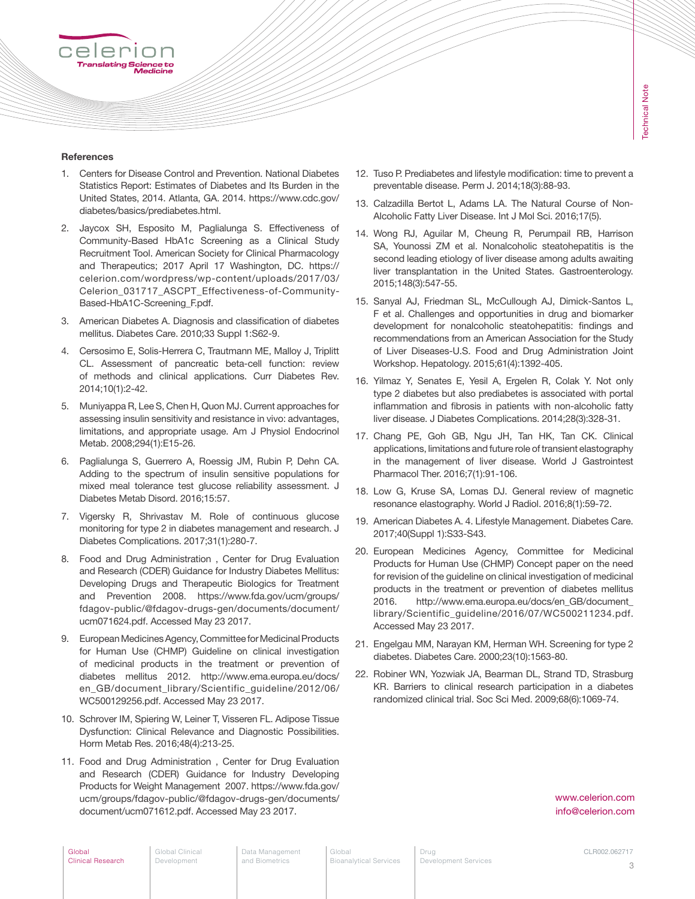**References**

1. Centers for Disease Control and Prevention. National Diabetes Statistics Report: Estimates of Diabetes and Its Burden in the United States, 2014. Atlanta, GA. 2014. https://www.cdc.gov/diabetes/basics/prediabetes.html.
2. Jaycox SH, Esposito M, Paglialunga S. Effectiveness of Community-Based HbA1c Screening as a Clinical Study Recruitment Tool. American Society for Clinical Pharmacology and Therapeutics; 2017 April 17 Washington, DC. https://celerion.com/wordpress/wp-content/uploads/2017/03/Celerion_031717_ASCPT_Effectiveness-of-Community-Based-HbA1C-Screening_F.pdf.
3. American Diabetes A. Diagnosis and classification of diabetes mellitus. Diabetes Care. 2010;33 Suppl 1:S62-9.
4. Cersosimo E, Solis-Herrera C, Trautmann ME, Malloy J, Triplitt CL. Assessment of pancreatic beta-cell function: review of methods and clinical applications. Curr Diabetes Rev. 2014;10(1):2-42.
5. Muniyappa R, Lee S, Chen H, Quon MJ. Current approaches for assessing insulin sensitivity and resistance in vivo: advantages, limitations, and appropriate usage. Am J Physiol Endocrinol Metab. 2008;294(1):E15-26.
6. Paglialunga S, Guerrero A, Roessig JM, Rubin P, Dehn CA. Adding to the spectrum of insulin sensitive populations for mixed meal tolerance test glucose reliability assessment. J Diabetes Metab Disord. 2016;15:57.
7. Vigersky R, Shrivastav M. Role of continuous glucose monitoring for type 2 in diabetes management and research. J Diabetes Complications. 2017;31(1):280-7.
8. Food and Drug Administration , Center for Drug Evaluation and Research (CDER) Guidance for Industry Diabetes Mellitus: Developing Drugs and Therapeutic Biologics for Treatment and Prevention 2008. https://www.fda.gov/ucm/groups/fdagov-public/@fdagov-drugs-gen/documents/document/ucm071624.pdf. Accessed May 23 2017.
9. European Medicines Agency, Committee for Medicinal Products for Human Use (CHMP) Guideline on clinical investigation of medicinal products in the treatment or prevention of diabetes mellitus 2012. http://www.ema.europa.eu/docs/en_GB/document_library/Scientific_guideline/2012/06/WC500129256.pdf. Accessed May 23 2017.
10. Schrover IM, Spiering W, Leiner T, Visseren FL. Adipose Tissue Dysfunction: Clinical Relevance and Diagnostic Possibilities. Horm Metab Res. 2016;48(4):213-25.
11. Food and Drug Administration , Center for Drug Evaluation and Research (CDER) Guidance for Industry Developing Products for Weight Management 2007. https://www.fda.gov/ucm/groups/fdagov-public/@fdagov-drugs-gen/documents/document/ucm071612.pdf. Accessed May 23 2017.
12. Tuso P. Prediabetes and lifestyle modification: time to prevent a preventable disease. Perm J. 2014;18(3):88-93.
13. Calzadilla Bertot L, Adams LA. The Natural Course of Non-Alcoholic Fatty Liver Disease. Int J Mol Sci. 2016;17(5).
14. Wong RJ, Aguilar M, Cheung R, Perumpail RB, Harrison SA, Younossi ZM et al. Nonalcoholic steatohepatitis is the second leading etiology of liver disease among adults awaiting liver transplantation in the United States. Gastroenterology. 2015;148(3):547-55.
15. Sanyal AJ, Friedman SL, McCullough AJ, Dimick-Santos L, F et al. Challenges and opportunities in drug and biomarker development for nonalcoholic steatohepatitis: findings and recommendations from an American Association for the Study of Liver Diseases-U.S. Food and Drug Administration Joint Workshop. Hepatology. 2015;61(4):1392-405.
16. Yilmaz Y, Senates E, Yesil A, Ergelen R, Colak Y. Not only type 2 diabetes but also prediabetes is associated with portal inflammation and fibrosis in patients with non-alcoholic fatty liver disease. J Diabetes Complications. 2014;28(3):328-31.
17. Chang PE, Goh GB, Ngu JH, Tan HK, Tan CK. Clinical applications, limitations and future role of transient elastography in the management of liver disease. World J Gastrointest Pharmacol Ther. 2016;7(1):91-106.
18. Low G, Kruse SA, Lomas DJ. General review of magnetic resonance elastography. World J Radiol. 2016;8(1):59-72.
19. American Diabetes A. 4. Lifestyle Management. Diabetes Care. 2017;40(Suppl 1):S33-S43.
20. European Medicines Agency, Committee for Medicinal Products for Human Use (CHMP) Concept paper on the need for revision of the guideline on clinical investigation of medicinal products in the treatment or prevention of diabetes mellitus 2016. http://www.ema.europa.eu/docs/en_GB/document_library/Scientific_guideline/2016/07/WC500211234.pdf. Accessed May 23 2017.
21. Engelgau MM, Narayan KM, Herman WH. Screening for type 2 diabetes. Diabetes Care. 2000;23(10):1563-80.
22. Robiner WN, Yozwiak JA, Bearman DL, Strand TD, Strasburg KR. Barriers to clinical research participation in a diabetes randomized clinical trial. Soc Sci Med. 2009;68(6):1069-74.

www.celerion.com
info@celerion.com